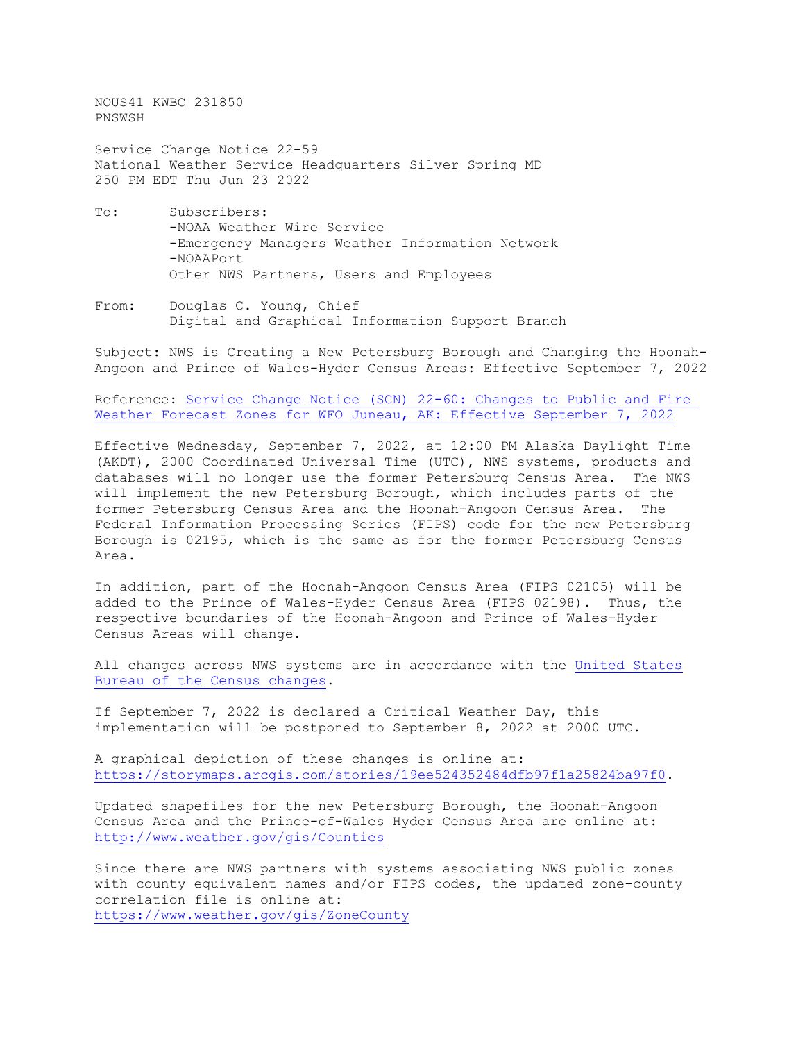NOUS41 KWBC 231850
PNSWSH

Service Change Notice 22-59
National Weather Service Headquarters Silver Spring MD
250 PM EDT Thu Jun 23 2022

To: Subscribers:
-NOAA Weather Wire Service
-Emergency Managers Weather Information Network
-NOAAPort
Other NWS Partners, Users and Employees

From: Douglas C. Young, Chief
Digital and Graphical Information Support Branch

Subject: NWS is Creating a New Petersburg Borough and Changing the Hoonah-Angoon and Prince of Wales-Hyder Census Areas: Effective September 7, 2022

Reference: Service Change Notice (SCN) 22-60: Changes to Public and Fire Weather Forecast Zones for WFO Juneau, AK: Effective September 7, 2022

Effective Wednesday, September 7, 2022, at 12:00 PM Alaska Daylight Time (AKDT), 2000 Coordinated Universal Time (UTC), NWS systems, products and databases will no longer use the former Petersburg Census Area. The NWS will implement the new Petersburg Borough, which includes parts of the former Petersburg Census Area and the Hoonah-Angoon Census Area. The Federal Information Processing Series (FIPS) code for the new Petersburg Borough is 02195, which is the same as for the former Petersburg Census Area.

In addition, part of the Hoonah-Angoon Census Area (FIPS 02105) will be added to the Prince of Wales-Hyder Census Area (FIPS 02198). Thus, the respective boundaries of the Hoonah-Angoon and Prince of Wales-Hyder Census Areas will change.

All changes across NWS systems are in accordance with the United States Bureau of the Census changes.

If September 7, 2022 is declared a Critical Weather Day, this implementation will be postponed to September 8, 2022 at 2000 UTC.

A graphical depiction of these changes is online at:
https://storymaps.arcgis.com/stories/19ee524352484dfb97f1a25824ba97f0.

Updated shapefiles for the new Petersburg Borough, the Hoonah-Angoon Census Area and the Prince-of-Wales Hyder Census Area are online at:
http://www.weather.gov/gis/Counties

Since there are NWS partners with systems associating NWS public zones with county equivalent names and/or FIPS codes, the updated zone-county correlation file is online at:
https://www.weather.gov/gis/ZoneCounty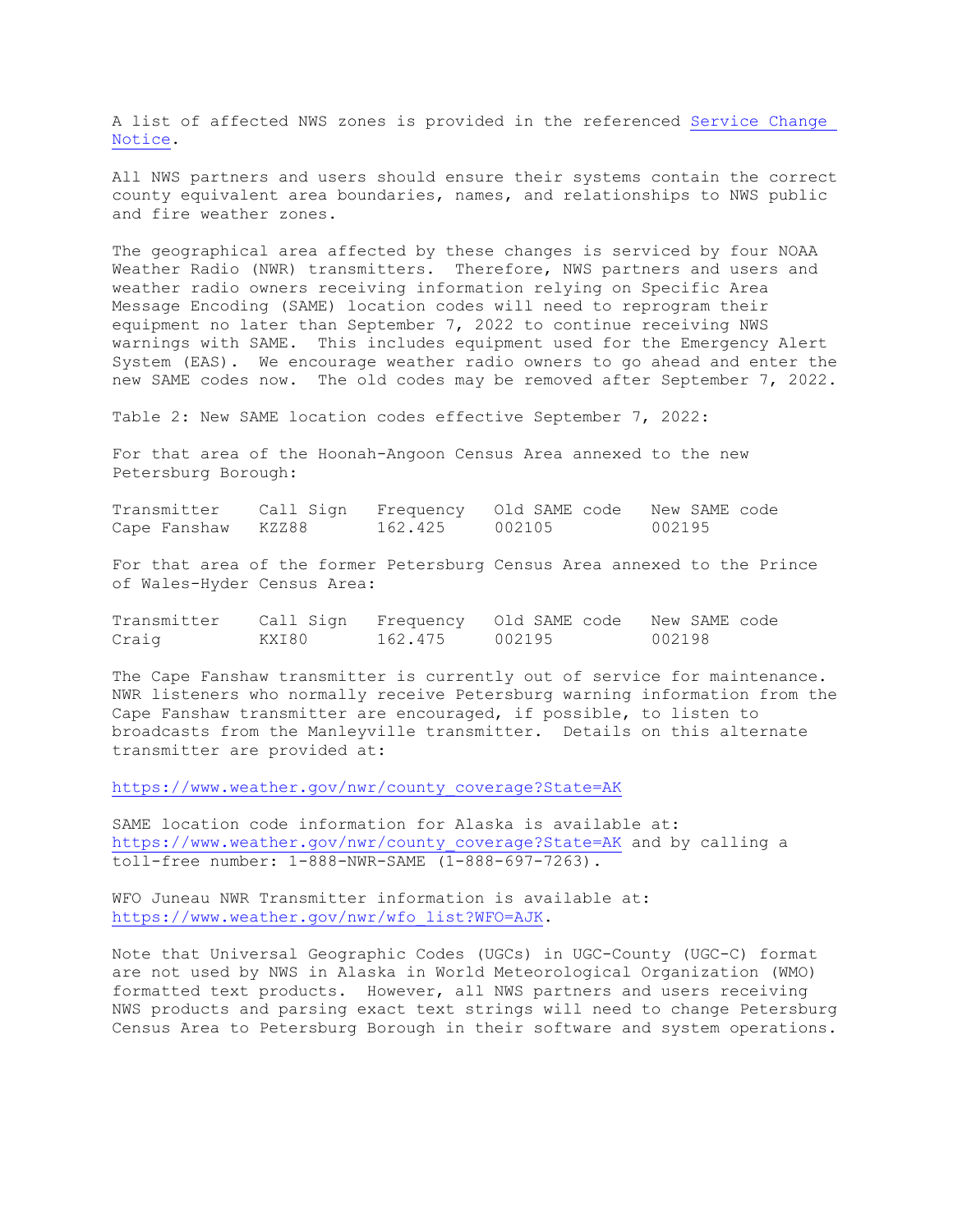A list of affected NWS zones is provided in the referenced [Service Change Notice](Service Change Notice).

All NWS partners and users should ensure their systems contain the correct county equivalent area boundaries, names, and relationships to NWS public and fire weather zones.

The geographical area affected by these changes is serviced by four NOAA Weather Radio (NWR) transmitters. Therefore, NWS partners and users and weather radio owners receiving information relying on Specific Area Message Encoding (SAME) location codes will need to reprogram their equipment no later than September 7, 2022 to continue receiving NWS warnings with SAME. This includes equipment used for the Emergency Alert System (EAS). We encourage weather radio owners to go ahead and enter the new SAME codes now. The old codes may be removed after September 7, 2022.

Table 2: New SAME location codes effective September 7, 2022:

For that area of the Hoonah-Angoon Census Area annexed to the new Petersburg Borough:

| Transmitter | Call Sign | Frequency | Old SAME code | New SAME code |
|---|---|---|---|---|
| Cape Fanshaw | KZZ88 | 162.425 | 002105 | 002195 |

For that area of the former Petersburg Census Area annexed to the Prince of Wales-Hyder Census Area:

| Transmitter | Call Sign | Frequency | Old SAME code | New SAME code |
|---|---|---|---|---|
| Craig | KXI80 | 162.475 | 002195 | 002198 |

The Cape Fanshaw transmitter is currently out of service for maintenance. NWR listeners who normally receive Petersburg warning information from the Cape Fanshaw transmitter are encouraged, if possible, to listen to broadcasts from the Manleyville transmitter. Details on this alternate transmitter are provided at:

https://www.weather.gov/nwr/county_coverage?State=AK

SAME location code information for Alaska is available at: https://www.weather.gov/nwr/county_coverage?State=AK and by calling a toll-free number: 1-888-NWR-SAME (1-888-697-7263).

WFO Juneau NWR Transmitter information is available at: https://www.weather.gov/nwr/wfo_list?WFO=AJK.

Note that Universal Geographic Codes (UGCs) in UGC-County (UGC-C) format are not used by NWS in Alaska in World Meteorological Organization (WMO) formatted text products. However, all NWS partners and users receiving NWS products and parsing exact text strings will need to change Petersburg Census Area to Petersburg Borough in their software and system operations.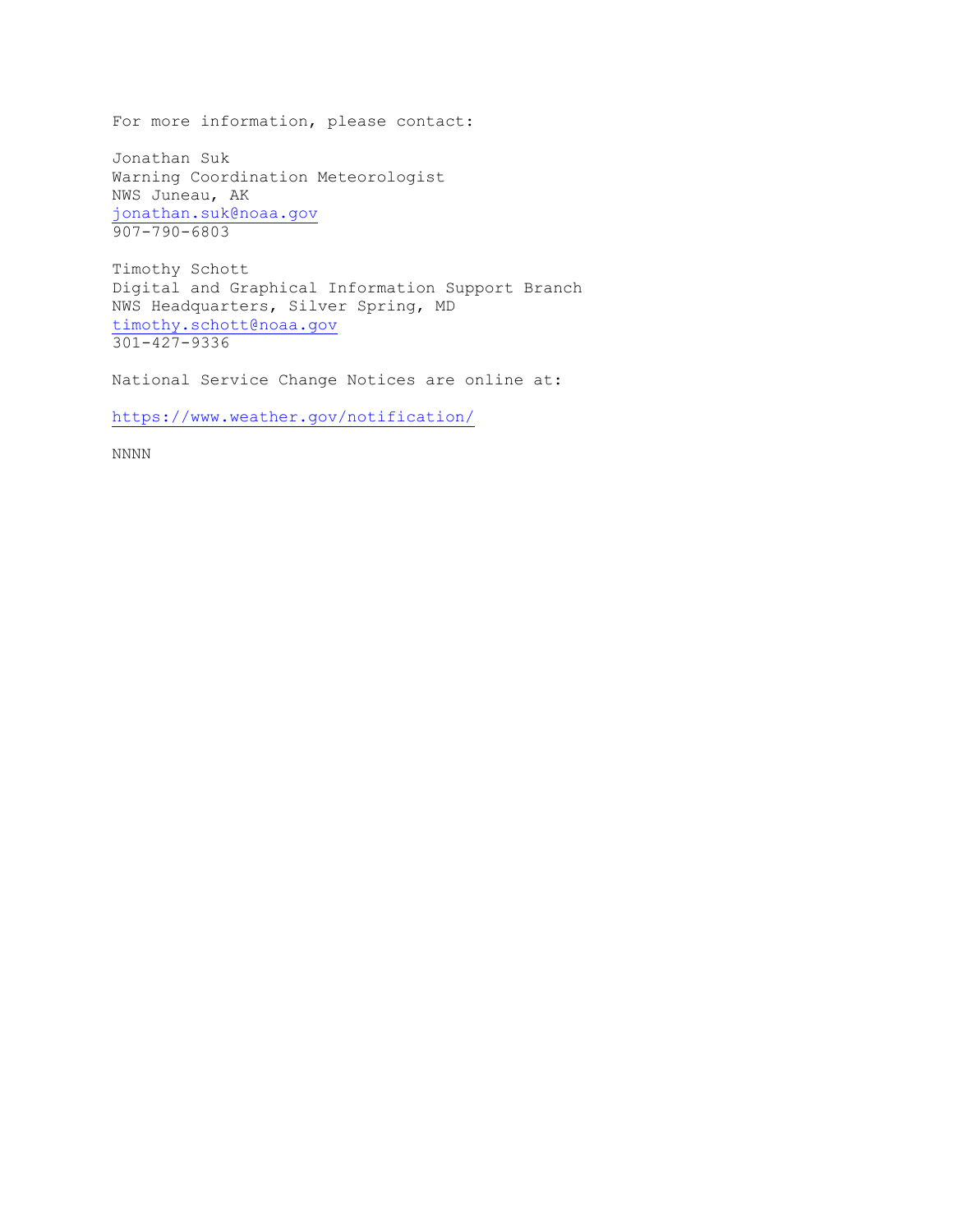For more information, please contact:

Jonathan Suk
Warning Coordination Meteorologist
NWS Juneau, AK
jonathan.suk@noaa.gov
907-790-6803

Timothy Schott
Digital and Graphical Information Support Branch
NWS Headquarters, Silver Spring, MD
timothy.schott@noaa.gov
301-427-9336

National Service Change Notices are online at:

https://www.weather.gov/notification/

NNNN